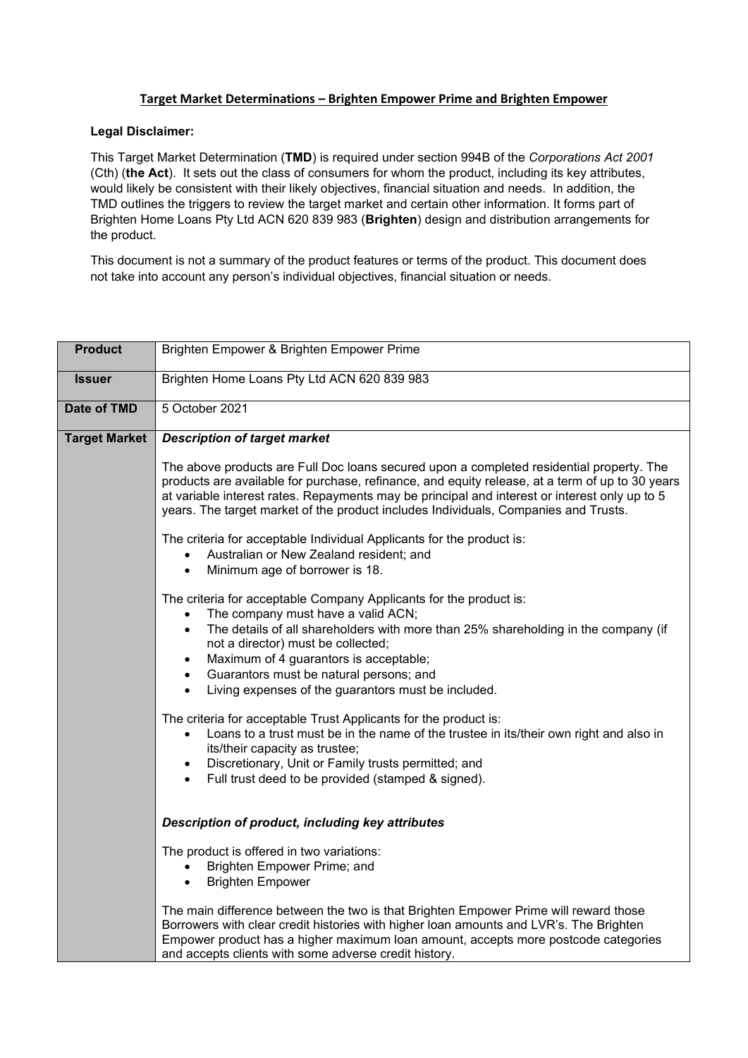# Target Market Determinations – Brighten Empower Prime and Brighten Empower

**Legal Disclaimer:**

This Target Market Determination (**TMD**) is required under section 994B of the *Corporations Act 2001* (Cth) (**the Act**). It sets out the class of consumers for whom the product, including its key attributes, would likely be consistent with their likely objectives, financial situation and needs. In addition, the TMD outlines the triggers to review the target market and certain other information. It forms part of Brighten Home Loans Pty Ltd ACN 620 839 983 (**Brighten**) design and distribution arrangements for the product.

This document is not a summary of the product features or terms of the product. This document does not take into account any person's individual objectives, financial situation or needs.

| | |
|---|---|
| **Product** | Brighten Empower & Brighten Empower Prime |
| **Issuer** | Brighten Home Loans Pty Ltd ACN 620 839 983 |
| **Date of TMD** | 5 October 2021 |
| **Target Market** | ***Description of target market***<br><br>The above products are Full Doc loans secured upon a completed residential property. The products are available for purchase, refinance, and equity release, at a term of up to 30 years at variable interest rates. Repayments may be principal and interest or interest only up to 5 years. The target market of the product includes Individuals, Companies and Trusts.<br><br>The criteria for acceptable Individual Applicants for the product is:<br>• Australian or New Zealand resident; and<br>• Minimum age of borrower is 18.<br><br>The criteria for acceptable Company Applicants for the product is:<br>• The company must have a valid ACN;<br>• The details of all shareholders with more than 25% shareholding in the company (if not a director) must be collected;<br>• Maximum of 4 guarantors is acceptable;<br>• Guarantors must be natural persons; and<br>• Living expenses of the guarantors must be included.<br><br>The criteria for acceptable Trust Applicants for the product is:<br>• Loans to a trust must be in the name of the trustee in its/their own right and also in its/their capacity as trustee;<br>• Discretionary, Unit or Family trusts permitted; and<br>• Full trust deed to be provided (stamped & signed).<br><br>***Description of product, including key attributes***<br><br>The product is offered in two variations:<br>• Brighten Empower Prime; and<br>• Brighten Empower<br><br>The main difference between the two is that Brighten Empower Prime will reward those Borrowers with clear credit histories with higher loan amounts and LVR's. The Brighten Empower product has a higher maximum loan amount, accepts more postcode categories and accepts clients with some adverse credit history. |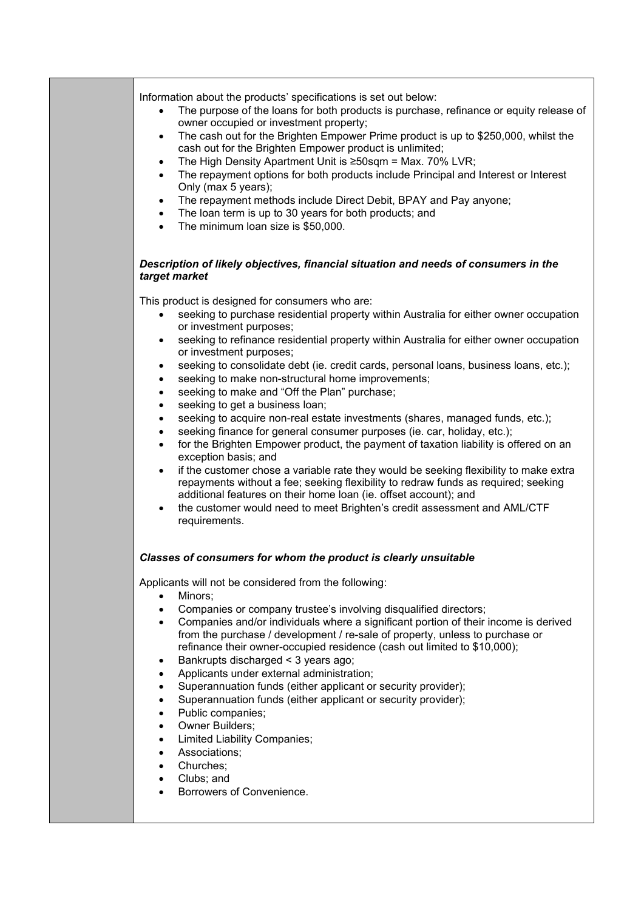Information about the products' specifications is set out below:

- The purpose of the loans for both products is purchase, refinance or equity release of owner occupied or investment property;
- The cash out for the Brighten Empower Prime product is up to $250,000, whilst the cash out for the Brighten Empower product is unlimited;
- The High Density Apartment Unit is ≥50sqm = Max. 70% LVR;
- The repayment options for both products include Principal and Interest or Interest Only (max 5 years);
- The repayment methods include Direct Debit, BPAY and Pay anyone;
- The loan term is up to 30 years for both products; and
- The minimum loan size is $50,000.

***Description of likely objectives, financial situation and needs of consumers in the target market***

This product is designed for consumers who are:

- seeking to purchase residential property within Australia for either owner occupation or investment purposes;
- seeking to refinance residential property within Australia for either owner occupation or investment purposes;
- seeking to consolidate debt (ie. credit cards, personal loans, business loans, etc.);
- seeking to make non-structural home improvements;
- seeking to make and "Off the Plan" purchase;
- seeking to get a business loan;
- seeking to acquire non-real estate investments (shares, managed funds, etc.);
- seeking finance for general consumer purposes (ie. car, holiday, etc.);
- for the Brighten Empower product, the payment of taxation liability is offered on an exception basis; and
- if the customer chose a variable rate they would be seeking flexibility to make extra repayments without a fee; seeking flexibility to redraw funds as required; seeking additional features on their home loan (ie. offset account); and
- the customer would need to meet Brighten's credit assessment and AML/CTF requirements.

***Classes of consumers for whom the product is clearly unsuitable***

Applicants will not be considered from the following:

- Minors;
- Companies or company trustee's involving disqualified directors;
- Companies and/or individuals where a significant portion of their income is derived from the purchase / development / re-sale of property, unless to purchase or refinance their owner-occupied residence (cash out limited to $10,000);
- Bankrupts discharged < 3 years ago;
- Applicants under external administration;
- Superannuation funds (either applicant or security provider);
- Superannuation funds (either applicant or security provider);
- Public companies;
- Owner Builders;
- Limited Liability Companies;
- Associations;
- Churches;
- Clubs; and
- Borrowers of Convenience.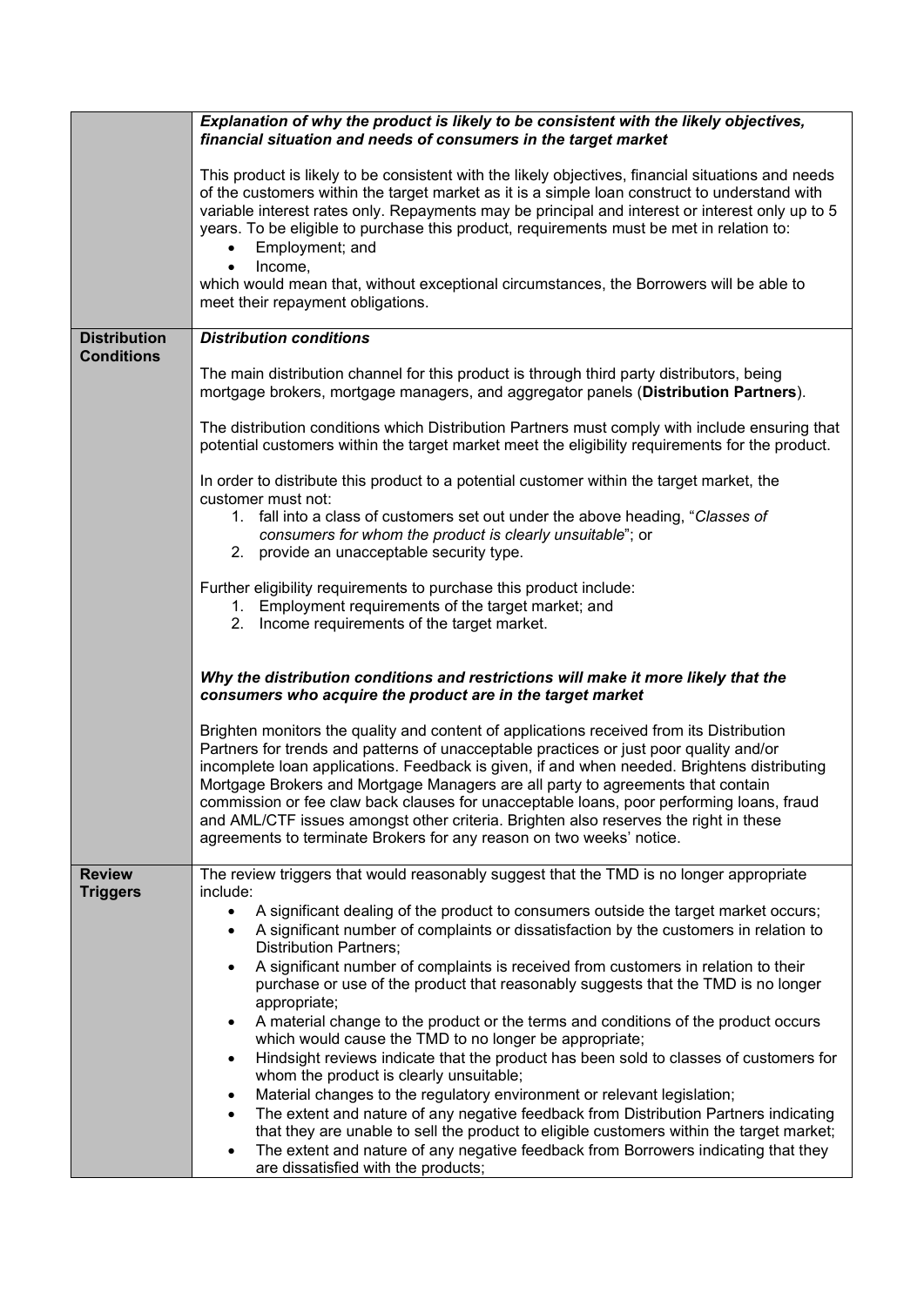| | |
|---|---|
| | ***Explanation of why the product is likely to be consistent with the likely objectives, financial situation and needs of consumers in the target market***<br><br>This product is likely to be consistent with the likely objectives, financial situations and needs of the customers within the target market as it is a simple loan construct to understand with variable interest rates only. Repayments may be principal and interest or interest only up to 5 years. To be eligible to purchase this product, requirements must be met in relation to:<br>• Employment; and<br>• Income,<br>which would mean that, without exceptional circumstances, the Borrowers will be able to meet their repayment obligations. |
| **Distribution Conditions** | ***Distribution conditions***<br><br>The main distribution channel for this product is through third party distributors, being mortgage brokers, mortgage managers, and aggregator panels (**Distribution Partners**).<br><br>The distribution conditions which Distribution Partners must comply with include ensuring that potential customers within the target market meet the eligibility requirements for the product.<br><br>In order to distribute this product to a potential customer within the target market, the customer must not:<br>1. fall into a class of customers set out under the above heading, "*Classes of consumers for whom the product is clearly unsuitable*"; or<br>2. provide an unacceptable security type.<br><br>Further eligibility requirements to purchase this product include:<br>1. Employment requirements of the target market; and<br>2. Income requirements of the target market.<br><br>***Why the distribution conditions and restrictions will make it more likely that the consumers who acquire the product are in the target market***<br><br>Brighten monitors the quality and content of applications received from its Distribution Partners for trends and patterns of unacceptable practices or just poor quality and/or incomplete loan applications. Feedback is given, if and when needed. Brightens distributing Mortgage Brokers and Mortgage Managers are all party to agreements that contain commission or fee claw back clauses for unacceptable loans, poor performing loans, fraud and AML/CTF issues amongst other criteria. Brighten also reserves the right in these agreements to terminate Brokers for any reason on two weeks' notice. |
| **Review Triggers** | The review triggers that would reasonably suggest that the TMD is no longer appropriate include:<br>• A significant dealing of the product to consumers outside the target market occurs;<br>• A significant number of complaints or dissatisfaction by the customers in relation to Distribution Partners;<br>• A significant number of complaints is received from customers in relation to their purchase or use of the product that reasonably suggests that the TMD is no longer appropriate;<br>• A material change to the product or the terms and conditions of the product occurs which would cause the TMD to no longer be appropriate;<br>• Hindsight reviews indicate that the product has been sold to classes of customers for whom the product is clearly unsuitable;<br>• Material changes to the regulatory environment or relevant legislation;<br>• The extent and nature of any negative feedback from Distribution Partners indicating that they are unable to sell the product to eligible customers within the target market;<br>• The extent and nature of any negative feedback from Borrowers indicating that they are dissatisfied with the products; |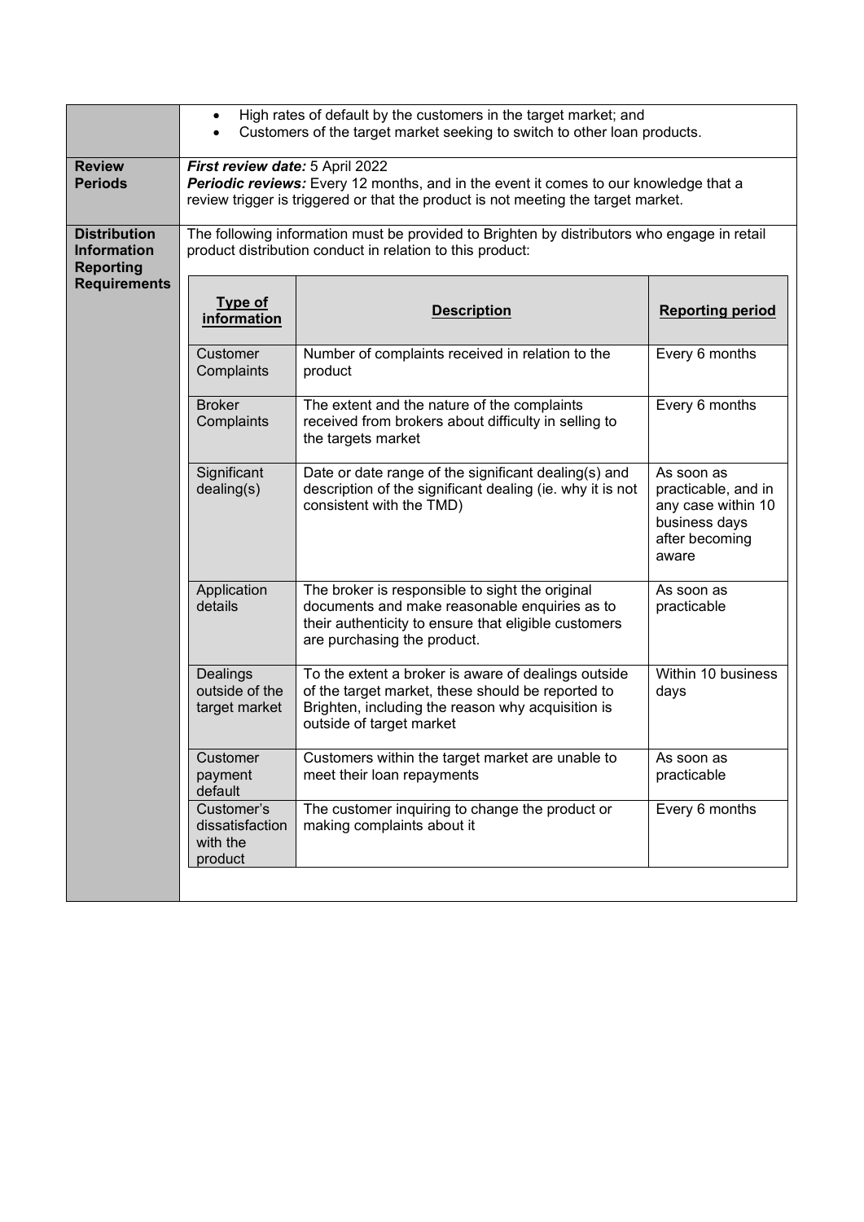| | |
|---|---|
| | • High rates of default by the customers in the target market; and<br>• Customers of the target market seeking to switch to other loan products. |
| **Review Periods** | ***First review date:*** 5 April 2022<br>***Periodic reviews:*** Every 12 months, and in the event it comes to our knowledge that a review trigger is triggered or that the product is not meeting the target market. |
| **Distribution Information Reporting Requirements** | The following information must be provided to Brighten by distributors who engage in retail product distribution conduct in relation to this product: |

| **Type of information** | **Description** | **Reporting period** |
|---|---|---|
| Customer Complaints | Number of complaints received in relation to the product | Every 6 months |
| Broker Complaints | The extent and the nature of the complaints received from brokers about difficulty in selling to the targets market | Every 6 months |
| Significant dealing(s) | Date or date range of the significant dealing(s) and description of the significant dealing (ie. why it is not consistent with the TMD) | As soon as practicable, and in any case within 10 business days after becoming aware |
| Application details | The broker is responsible to sight the original documents and make reasonable enquiries as to their authenticity to ensure that eligible customers are purchasing the product. | As soon as practicable |
| Dealings outside of the target market | To the extent a broker is aware of dealings outside of the target market, these should be reported to Brighten, including the reason why acquisition is outside of target market | Within 10 business days |
| Customer payment default | Customers within the target market are unable to meet their loan repayments | As soon as practicable |
| Customer's dissatisfaction with the product | The customer inquiring to change the product or making complaints about it | Every 6 months |